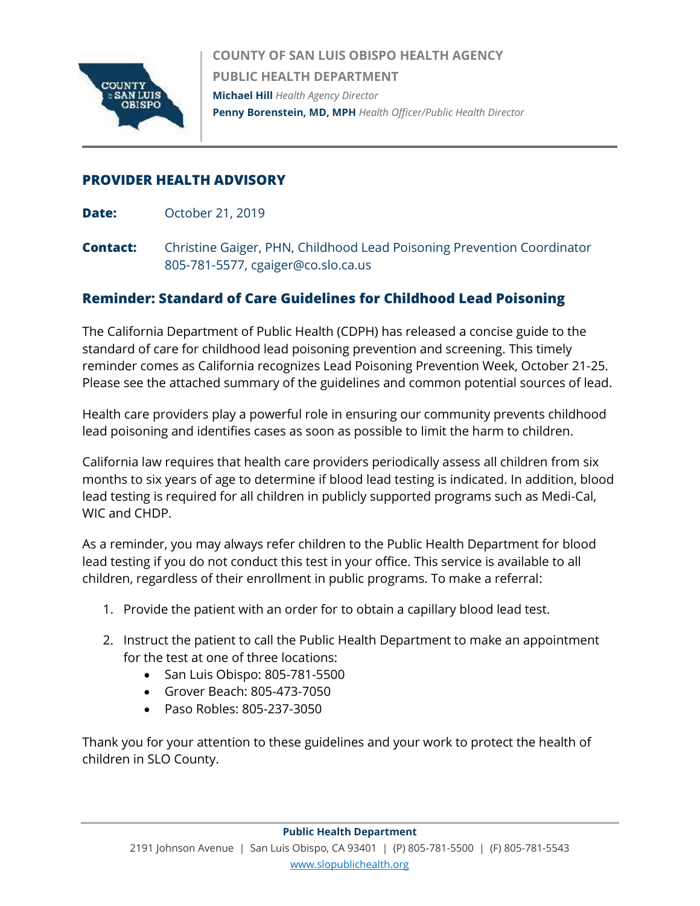**COUNTY OF SAN LUIS OBISPO HEALTH AGENCY**

**PUBLIC HEALTH DEPARTMENT**

**Michael Hill** *Health Agency Director*

**Penny Borenstein, MD, MPH** *Health Officer/Public Health Director*

## PROVIDER HEALTH ADVISORY

**Date:** October 21, 2019

**Contact:** Christine Gaiger, PHN, Childhood Lead Poisoning Prevention Coordinator
805-781-5577, cgaiger@co.slo.ca.us

### Reminder: Standard of Care Guidelines for Childhood Lead Poisoning

The California Department of Public Health (CDPH) has released a concise guide to the standard of care for childhood lead poisoning prevention and screening. This timely reminder comes as California recognizes Lead Poisoning Prevention Week, October 21-25. Please see the attached summary of the guidelines and common potential sources of lead.

Health care providers play a powerful role in ensuring our community prevents childhood lead poisoning and identifies cases as soon as possible to limit the harm to children.

California law requires that health care providers periodically assess all children from six months to six years of age to determine if blood lead testing is indicated. In addition, blood lead testing is required for all children in publicly supported programs such as Medi-Cal, WIC and CHDP.

As a reminder, you may always refer children to the Public Health Department for blood lead testing if you do not conduct this test in your office. This service is available to all children, regardless of their enrollment in public programs. To make a referral:

1. Provide the patient with an order for to obtain a capillary blood lead test.
2. Instruct the patient to call the Public Health Department to make an appointment for the test at one of three locations:
   - San Luis Obispo: 805-781-5500
   - Grover Beach: 805-473-7050
   - Paso Robles: 805-237-3050

Thank you for your attention to these guidelines and your work to protect the health of children in SLO County.

**Public Health Department**
2191 Johnson Avenue | San Luis Obispo, CA 93401 | (P) 805-781-5500 | (F) 805-781-5543
www.slopublichealth.org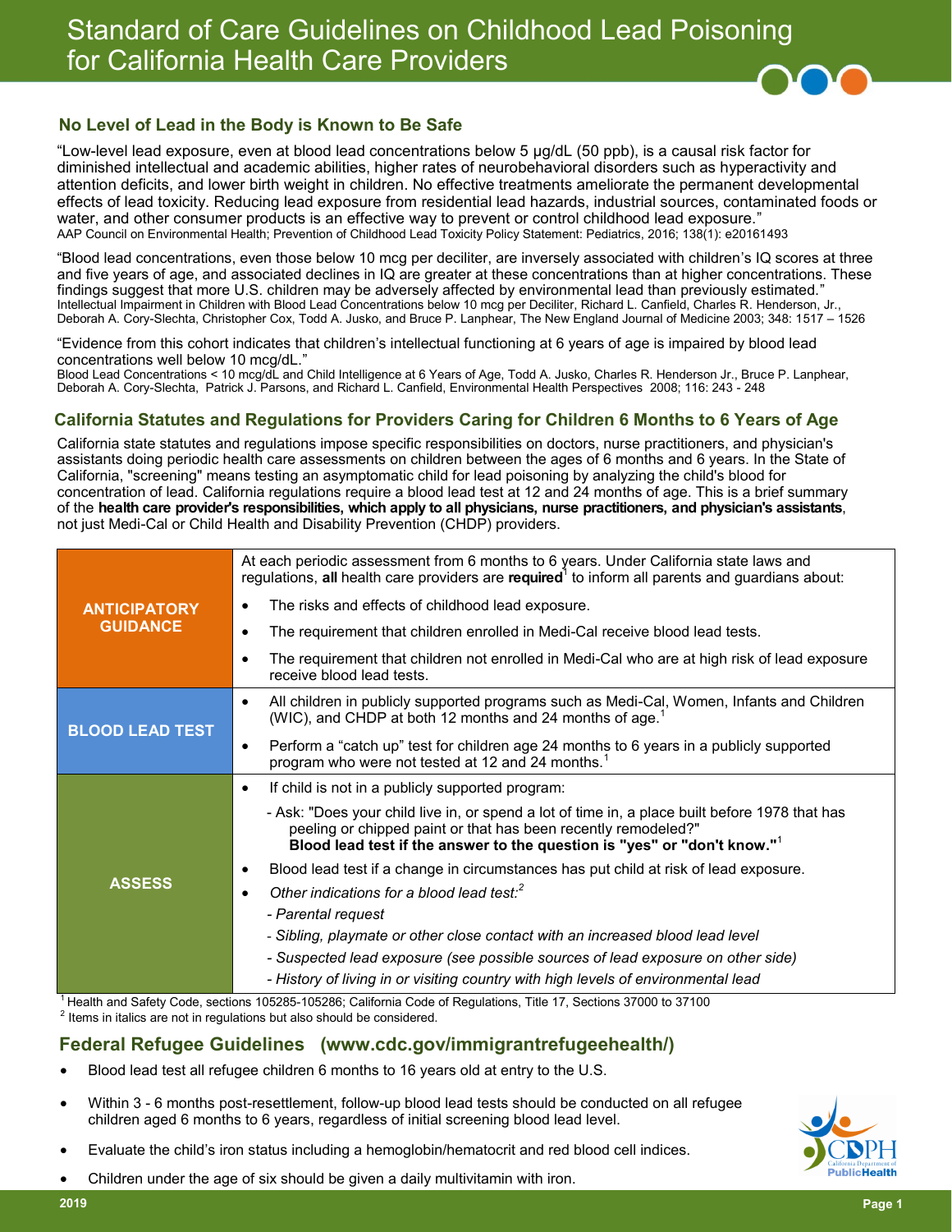# Standard of Care Guidelines on Childhood Lead Poisoning for California Health Care Providers

## No Level of Lead in the Body is Known to Be Safe

"Low-level lead exposure, even at blood lead concentrations below 5 µg/dL (50 ppb), is a causal risk factor for diminished intellectual and academic abilities, higher rates of neurobehavioral disorders such as hyperactivity and attention deficits, and lower birth weight in children. No effective treatments ameliorate the permanent developmental effects of lead toxicity. Reducing lead exposure from residential lead hazards, industrial sources, contaminated foods or water, and other consumer products is an effective way to prevent or control childhood lead exposure."
AAP Council on Environmental Health; Prevention of Childhood Lead Toxicity Policy Statement: Pediatrics, 2016; 138(1): e20161493

"Blood lead concentrations, even those below 10 mcg per deciliter, are inversely associated with children's IQ scores at three and five years of age, and associated declines in IQ are greater at these concentrations than at higher concentrations. These findings suggest that more U.S. children may be adversely affected by environmental lead than previously estimated."
Intellectual Impairment in Children with Blood Lead Concentrations below 10 mcg per Deciliter, Richard L. Canfield, Charles R. Henderson, Jr., Deborah A. Cory-Slechta, Christopher Cox, Todd A. Jusko, and Bruce P. Lanphear, The New England Journal of Medicine 2003; 348: 1517 – 1526

"Evidence from this cohort indicates that children's intellectual functioning at 6 years of age is impaired by blood lead concentrations well below 10 mcg/dL."
Blood Lead Concentrations < 10 mcg/dL and Child Intelligence at 6 Years of Age, Todd A. Jusko, Charles R. Henderson Jr., Bruce P. Lanphear, Deborah A. Cory-Slechta, Patrick J. Parsons, and Richard L. Canfield, Environmental Health Perspectives 2008; 116: 243 - 248

## California Statutes and Regulations for Providers Caring for Children 6 Months to 6 Years of Age

California state statutes and regulations impose specific responsibilities on doctors, nurse practitioners, and physician's assistants doing periodic health care assessments on children between the ages of 6 months and 6 years. In the State of California, "screening" means testing an asymptomatic child for lead poisoning by analyzing the child's blood for concentration of lead. California regulations require a blood lead test at 12 and 24 months of age. This is a brief summary of the **health care provider's responsibilities, which apply to all physicians, nurse practitioners, and physician's assistants**, not just Medi-Cal or Child Health and Disability Prevention (CHDP) providers.

| | |
|---|---|
| **ANTICIPATORY GUIDANCE** | At each periodic assessment from 6 months to 6 years. Under California state laws and regulations, **all** health care providers are **required**[1] to inform all parents and guardians about:<br>• The risks and effects of childhood lead exposure.<br>• The requirement that children enrolled in Medi-Cal receive blood lead tests.<br>• The requirement that children not enrolled in Medi-Cal who are at high risk of lead exposure receive blood lead tests. |
| **BLOOD LEAD TEST** | • All children in publicly supported programs such as Medi-Cal, Women, Infants and Children (WIC), and CHDP at both 12 months and 24 months of age.[1]<br>• Perform a "catch up" test for children age 24 months to 6 years in a publicly supported program who were not tested at 12 and 24 months.[1] |
| **ASSESS** | • If child is not in a publicly supported program:<br>- Ask: "Does your child live in, or spend a lot of time in, a place built before 1978 that has peeling or chipped paint or that has been recently remodeled?" **Blood lead test if the answer to the question is "yes" or "don't know."**[1]<br>• Blood lead test if a change in circumstances has put child at risk of lead exposure.<br>• *Other indications for a blood lead test:*[2]<br>*- Parental request*<br>*- Sibling, playmate or other close contact with an increased blood lead level*<br>*- Suspected lead exposure (see possible sources of lead exposure on other side)*<br>*- History of living in or visiting country with high levels of environmental lead* |

[1] Health and Safety Code, sections 105285-105286; California Code of Regulations, Title 17, Sections 37000 to 37100
[2] Items in italics are not in regulations but also should be considered.

## Federal Refugee Guidelines (www.cdc.gov/immigrantrefugeehealth/)

- Blood lead test all refugee children 6 months to 16 years old at entry to the U.S.
- Within 3 - 6 months post-resettlement, follow-up blood lead tests should be conducted on all refugee children aged 6 months to 6 years, regardless of initial screening blood lead level.
- Evaluate the child's iron status including a hemoglobin/hematocrit and red blood cell indices.
- Children under the age of six should be given a daily multivitamin with iron.

2019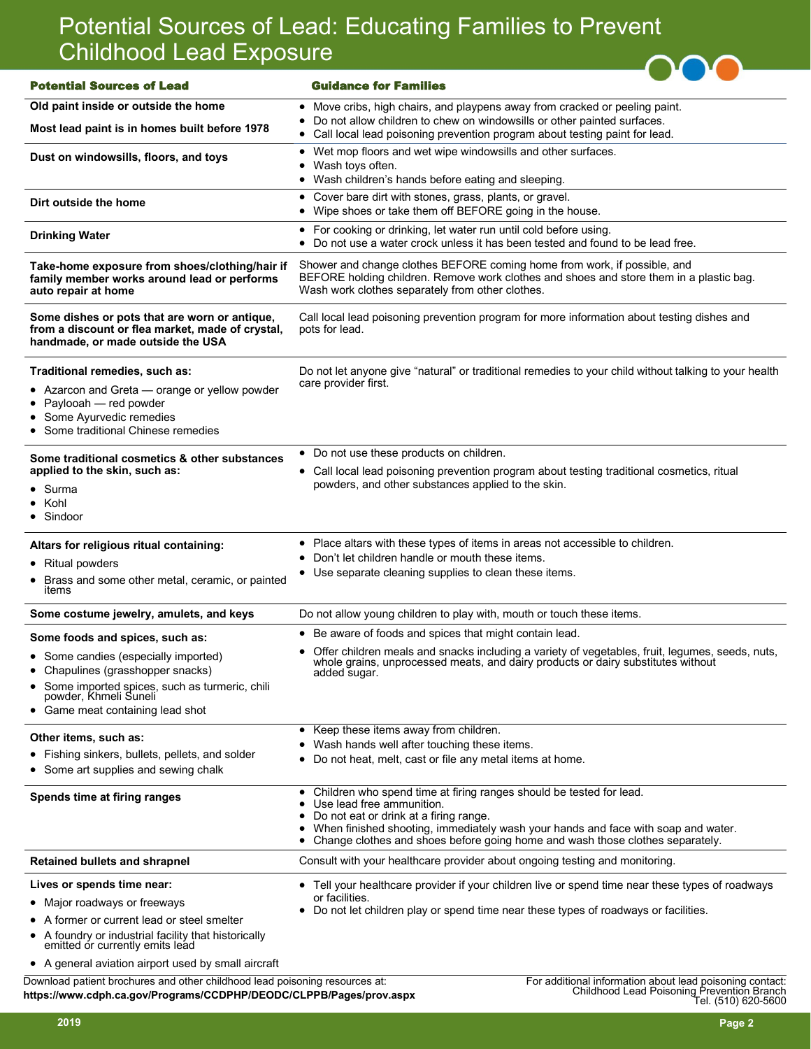# Potential Sources of Lead: Educating Families to Prevent Childhood Lead Exposure

| Potential Sources of Lead | Guidance for Families |
|---|---|
| **Old paint inside or outside the home**<br><br>**Most lead paint is in homes built before 1978** | • Move cribs, high chairs, and playpens away from cracked or peeling paint.<br>• Do not allow children to chew on windowsills or other painted surfaces.<br>• Call local lead poisoning prevention program about testing paint for lead. |
| **Dust on windowsills, floors, and toys** | • Wet mop floors and wet wipe windowsills and other surfaces.<br>• Wash toys often.<br>• Wash children's hands before eating and sleeping. |
| **Dirt outside the home** | • Cover bare dirt with stones, grass, plants, or gravel.<br>• Wipe shoes or take them off BEFORE going in the house. |
| **Drinking Water** | • For cooking or drinking, let water run until cold before using.<br>• Do not use a water crock unless it has been tested and found to be lead free. |
| **Take-home exposure from shoes/clothing/hair if family member works around lead or performs auto repair at home** | Shower and change clothes BEFORE coming home from work, if possible, and BEFORE holding children. Remove work clothes and shoes and store them in a plastic bag. Wash work clothes separately from other clothes. |
| **Some dishes or pots that are worn or antique, from a discount or flea market, made of crystal, handmade, or made outside the USA** | Call local lead poisoning prevention program for more information about testing dishes and pots for lead. |
| **Traditional remedies, such as:**<br>• Azarcon and Greta — orange or yellow powder<br>• Paylooah — red powder<br>• Some Ayurvedic remedies<br>• Some traditional Chinese remedies | Do not let anyone give "natural" or traditional remedies to your child without talking to your health care provider first. |
| **Some traditional cosmetics & other substances applied to the skin, such as:**<br>• Surma<br>• Kohl<br>• Sindoor | • Do not use these products on children.<br>• Call local lead poisoning prevention program about testing traditional cosmetics, ritual powders, and other substances applied to the skin. |
| **Altars for religious ritual containing:**<br>• Ritual powders<br>• Brass and some other metal, ceramic, or painted items | • Place altars with these types of items in areas not accessible to children.<br>• Don't let children handle or mouth these items.<br>• Use separate cleaning supplies to clean these items. |
| **Some costume jewelry, amulets, and keys** | Do not allow young children to play with, mouth or touch these items. |
| **Some foods and spices, such as:**<br>• Some candies (especially imported)<br>• Chapulines (grasshopper snacks)<br>• Some imported spices, such as turmeric, chili powder, Khmeli Suneli<br>• Game meat containing lead shot | • Be aware of foods and spices that might contain lead.<br>• Offer children meals and snacks including a variety of vegetables, fruit, legumes, seeds, nuts, whole grains, unprocessed meats, and dairy products or dairy substitutes without added sugar. |
| **Other items, such as:**<br>• Fishing sinkers, bullets, pellets, and solder<br>• Some art supplies and sewing chalk | • Keep these items away from children.<br>• Wash hands well after touching these items.<br>• Do not heat, melt, cast or file any metal items at home. |
| **Spends time at firing ranges** | • Children who spend time at firing ranges should be tested for lead.<br>• Use lead free ammunition.<br>• Do not eat or drink at a firing range.<br>• When finished shooting, immediately wash your hands and face with soap and water.<br>• Change clothes and shoes before going home and wash those clothes separately. |
| **Retained bullets and shrapnel** | Consult with your healthcare provider about ongoing testing and monitoring. |
| **Lives or spends time near:**<br>• Major roadways or freeways<br>• A former or current lead or steel smelter<br>• A foundry or industrial facility that historically emitted or currently emits lead<br>• A general aviation airport used by small aircraft | • Tell your healthcare provider if your children live or spend time near these types of roadways or facilities.<br>• Do not let children play or spend time near these types of roadways or facilities. |

Download patient brochures and other childhood lead poisoning resources at:
**https://www.cdph.ca.gov/Programs/CCDPHP/DEODC/CLPPB/Pages/prov.aspx**

For additional information about lead poisoning contact:
Childhood Lead Poisoning Prevention Branch
Tel. (510) 620-5600

2019